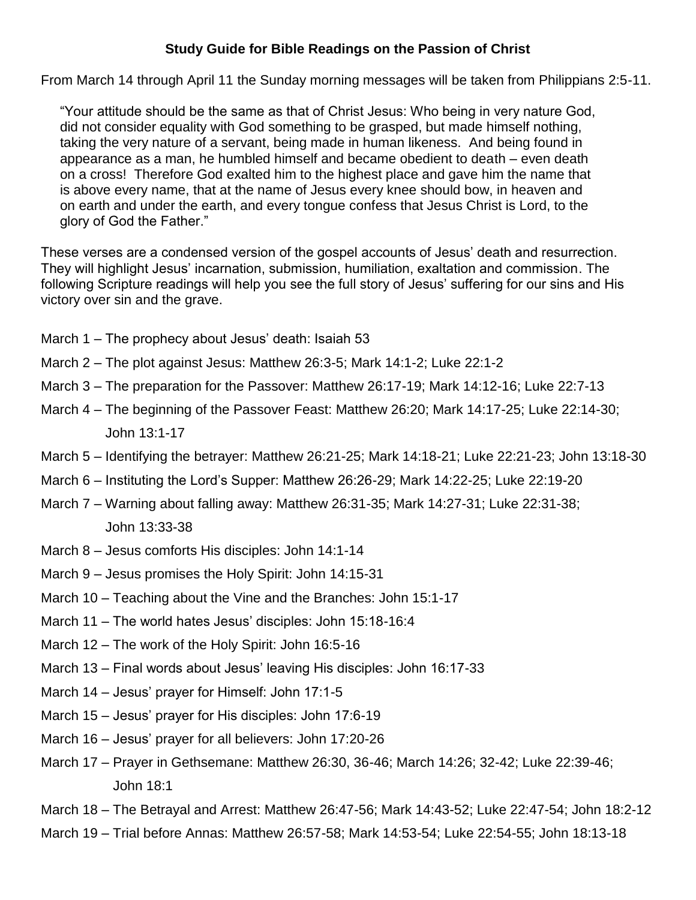**Study Guide for Bible Readings on the Passion of Christ**

From March 14 through April 11 the Sunday morning messages will be taken from Philippians 2:5-11.

> "Your attitude should be the same as that of Christ Jesus: Who being in very nature God, did not consider equality with God something to be grasped, but made himself nothing, taking the very nature of a servant, being made in human likeness. And being found in appearance as a man, he humbled himself and became obedient to death – even death on a cross! Therefore God exalted him to the highest place and gave him the name that is above every name, that at the name of Jesus every knee should bow, in heaven and on earth and under the earth, and every tongue confess that Jesus Christ is Lord, to the glory of God the Father."

These verses are a condensed version of the gospel accounts of Jesus' death and resurrection. They will highlight Jesus' incarnation, submission, humiliation, exaltation and commission. The following Scripture readings will help you see the full story of Jesus' suffering for our sins and His victory over sin and the grave.

- March 1 – The prophecy about Jesus' death: Isaiah 53
- March 2 – The plot against Jesus: Matthew 26:3-5; Mark 14:1-2; Luke 22:1-2
- March 3 – The preparation for the Passover: Matthew 26:17-19; Mark 14:12-16; Luke 22:7-13
- March 4 – The beginning of the Passover Feast: Matthew 26:20; Mark 14:17-25; Luke 22:14-30; John 13:1-17
- March 5 – Identifying the betrayer: Matthew 26:21-25; Mark 14:18-21; Luke 22:21-23; John 13:18-30
- March 6 – Instituting the Lord's Supper: Matthew 26:26-29; Mark 14:22-25; Luke 22:19-20
- March 7 – Warning about falling away: Matthew 26:31-35; Mark 14:27-31; Luke 22:31-38; John 13:33-38
- March 8 – Jesus comforts His disciples: John 14:1-14
- March 9 – Jesus promises the Holy Spirit: John 14:15-31
- March 10 – Teaching about the Vine and the Branches: John 15:1-17
- March 11 – The world hates Jesus' disciples: John 15:18-16:4
- March 12 – The work of the Holy Spirit: John 16:5-16
- March 13 – Final words about Jesus' leaving His disciples: John 16:17-33
- March 14 – Jesus' prayer for Himself: John 17:1-5
- March 15 – Jesus' prayer for His disciples: John 17:6-19
- March 16 – Jesus' prayer for all believers: John 17:20-26
- March 17 – Prayer in Gethsemane: Matthew 26:30, 36-46; March 14:26; 32-42; Luke 22:39-46; John 18:1
- March 18 – The Betrayal and Arrest: Matthew 26:47-56; Mark 14:43-52; Luke 22:47-54; John 18:2-12
- March 19 – Trial before Annas: Matthew 26:57-58; Mark 14:53-54; Luke 22:54-55; John 18:13-18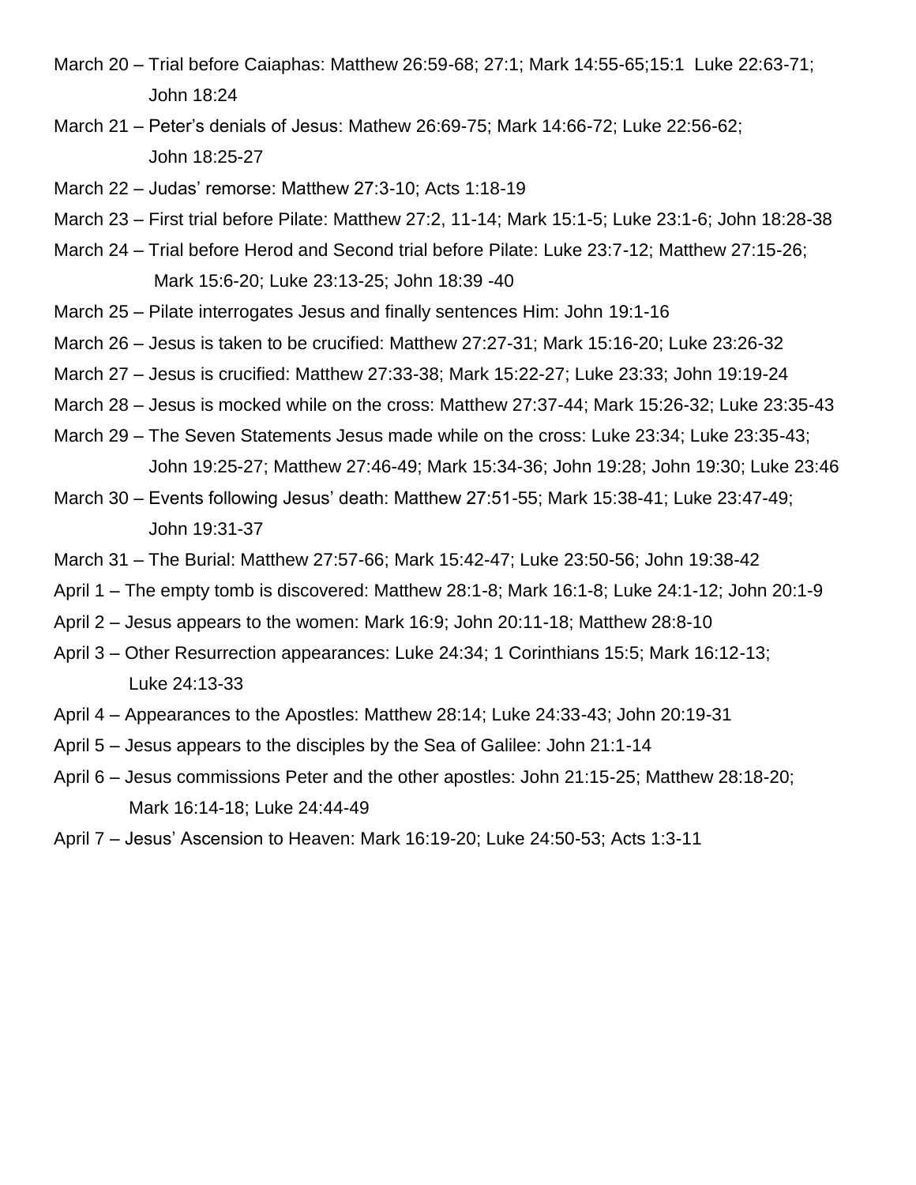March 20 – Trial before Caiaphas: Matthew 26:59-68; 27:1; Mark 14:55-65;15:1 Luke 22:63-71; John 18:24

March 21 – Peter's denials of Jesus: Mathew 26:69-75; Mark 14:66-72; Luke 22:56-62; John 18:25-27

March 22 – Judas' remorse: Matthew 27:3-10; Acts 1:18-19

March 23 – First trial before Pilate: Matthew 27:2, 11-14; Mark 15:1-5; Luke 23:1-6; John 18:28-38

March 24 – Trial before Herod and Second trial before Pilate: Luke 23:7-12; Matthew 27:15-26; Mark 15:6-20; Luke 23:13-25; John 18:39 -40

March 25 – Pilate interrogates Jesus and finally sentences Him: John 19:1-16

March 26 – Jesus is taken to be crucified: Matthew 27:27-31; Mark 15:16-20; Luke 23:26-32

March 27 – Jesus is crucified: Matthew 27:33-38; Mark 15:22-27; Luke 23:33; John 19:19-24

March 28 – Jesus is mocked while on the cross: Matthew 27:37-44; Mark 15:26-32; Luke 23:35-43

March 29 – The Seven Statements Jesus made while on the cross: Luke 23:34; Luke 23:35-43; John 19:25-27; Matthew 27:46-49; Mark 15:34-36; John 19:28; John 19:30; Luke 23:46

March 30 – Events following Jesus' death: Matthew 27:51-55; Mark 15:38-41; Luke 23:47-49; John 19:31-37

March 31 – The Burial: Matthew 27:57-66; Mark 15:42-47; Luke 23:50-56; John 19:38-42

April 1 – The empty tomb is discovered: Matthew 28:1-8; Mark 16:1-8; Luke 24:1-12; John 20:1-9

April 2 – Jesus appears to the women: Mark 16:9; John 20:11-18; Matthew 28:8-10

April 3 – Other Resurrection appearances: Luke 24:34; 1 Corinthians 15:5; Mark 16:12-13; Luke 24:13-33

April 4 – Appearances to the Apostles: Matthew 28:14; Luke 24:33-43; John 20:19-31

April 5 – Jesus appears to the disciples by the Sea of Galilee: John 21:1-14

April 6 – Jesus commissions Peter and the other apostles: John 21:15-25; Matthew 28:18-20; Mark 16:14-18; Luke 24:44-49

April 7 – Jesus' Ascension to Heaven: Mark 16:19-20; Luke 24:50-53; Acts 1:3-11